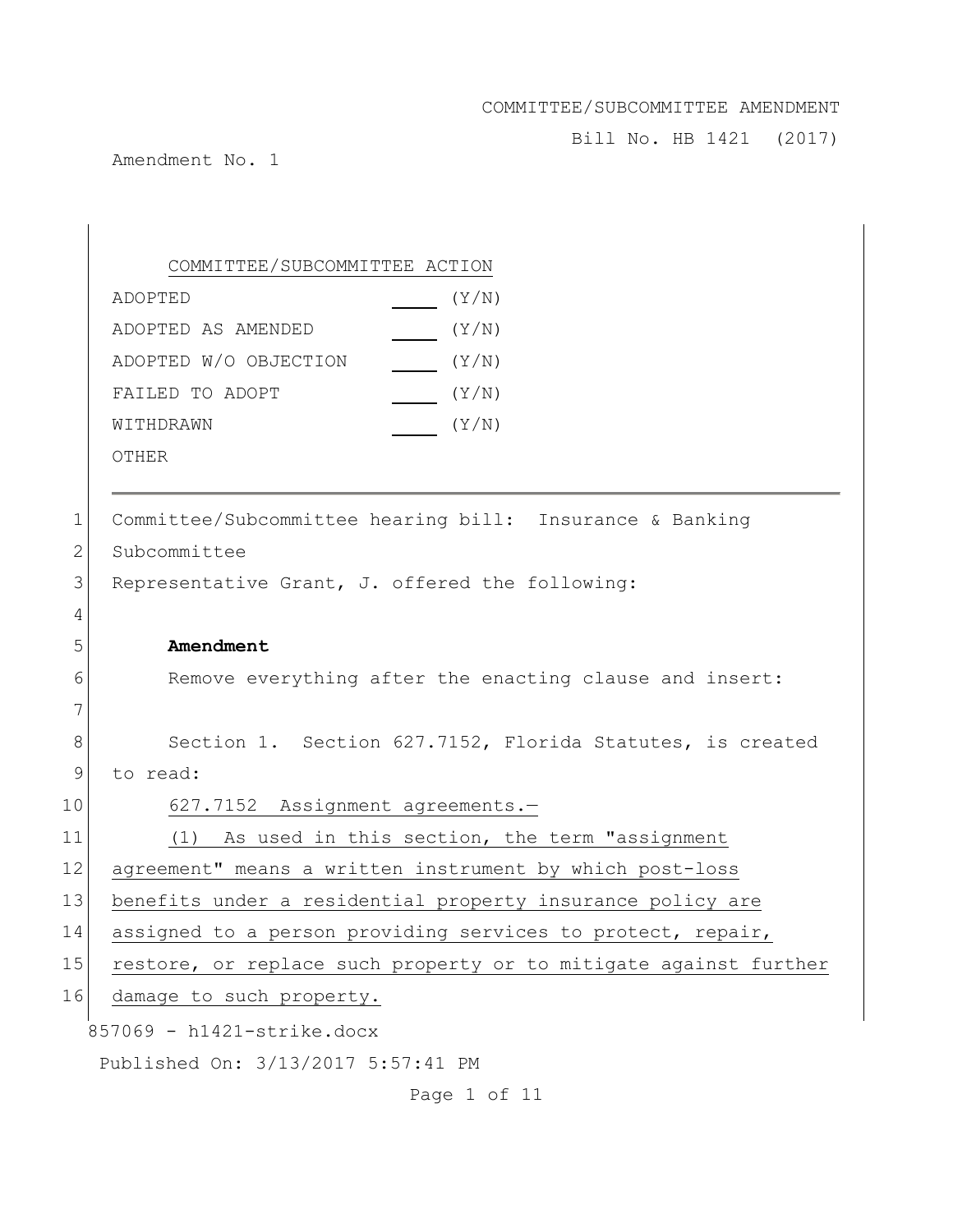COMMITTEE/SUBCOMMITTEE AMENDMENT

Bill No. HB 1421 (2017)

Amendment No. 1

COMMITTEE/SUBCOMMITTEE ACTION

| | | |
|---|---|---|
| ADOPTED | ___ | (Y/N) |
| ADOPTED AS AMENDED | ___ | (Y/N) |
| ADOPTED W/O OBJECTION | ___ | (Y/N) |
| FAILED TO ADOPT | ___ | (Y/N) |
| WITHDRAWN | ___ | (Y/N) |
| OTHER | | |

---

1 Committee/Subcommittee hearing bill: Insurance & Banking
2 Subcommittee
3 Representative Grant, J. offered the following:
4
5 **Amendment**
6 Remove everything after the enacting clause and insert:
7
8 Section 1. Section 627.7152, Florida Statutes, is created
9 to read:
10 627.7152 Assignment agreements.—
11 (1) As used in this section, the term "assignment
12 agreement" means a written instrument by which post-loss
13 benefits under a residential property insurance policy are
14 assigned to a person providing services to protect, repair,
15 restore, or replace such property or to mitigate against further
16 damage to such property.

857069 - h1421-strike.docx

Published On: 3/13/2017 5:57:41 PM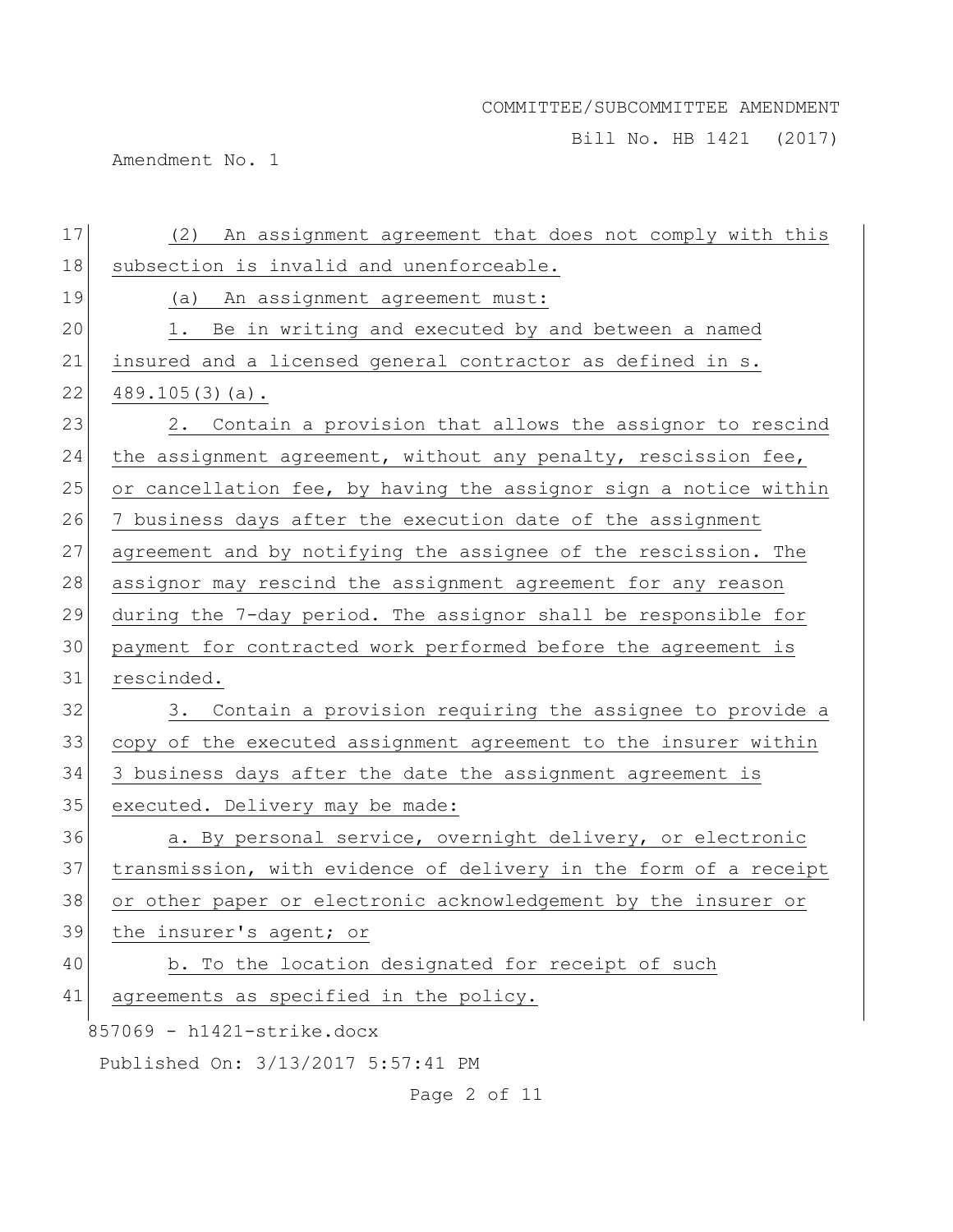(2) An assignment agreement that does not comply with this subsection is invalid and unenforceable.

(a) An assignment agreement must:

1. Be in writing and executed by and between a named insured and a licensed general contractor as defined in s. 489.105(3)(a).

2. Contain a provision that allows the assignor to rescind the assignment agreement, without any penalty, rescission fee, or cancellation fee, by having the assignor sign a notice within 7 business days after the execution date of the assignment agreement and by notifying the assignee of the rescission. The assignor may rescind the assignment agreement for any reason during the 7-day period. The assignor shall be responsible for payment for contracted work performed before the agreement is rescinded.

3. Contain a provision requiring the assignee to provide a copy of the executed assignment agreement to the insurer within 3 business days after the date the assignment agreement is executed. Delivery may be made:

a. By personal service, overnight delivery, or electronic transmission, with evidence of delivery in the form of a receipt or other paper or electronic acknowledgement by the insurer or the insurer's agent; or

b. To the location designated for receipt of such agreements as specified in the policy.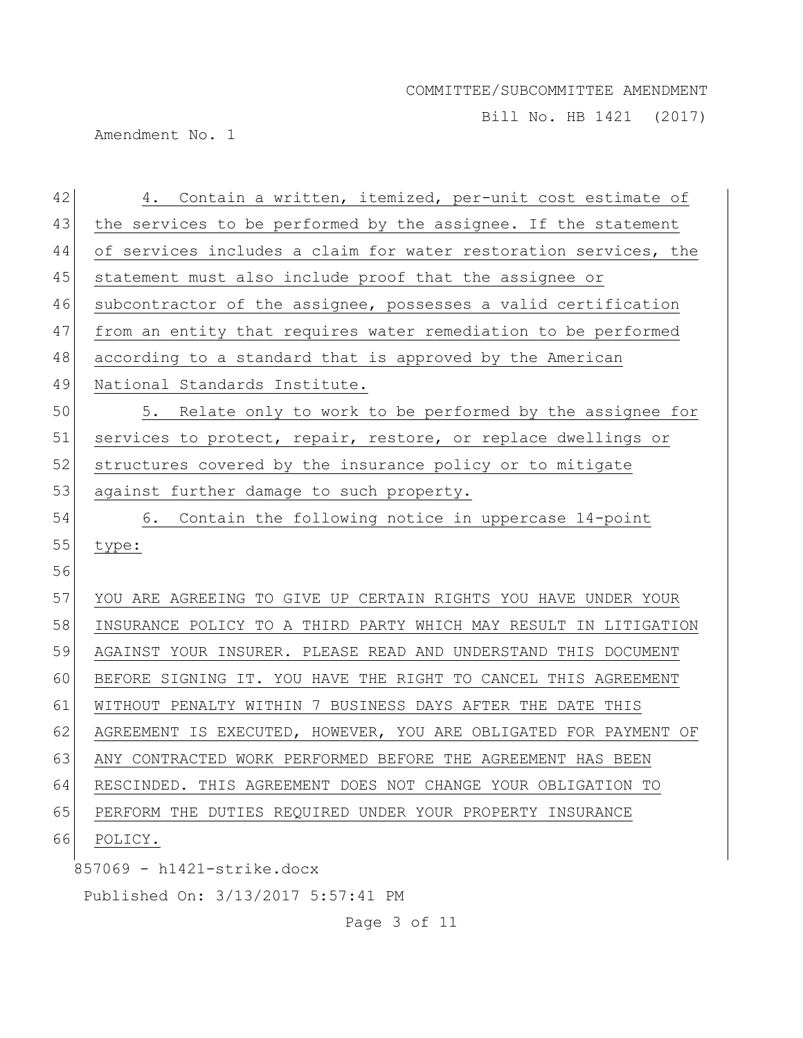4. Contain a written, itemized, per-unit cost estimate of the services to be performed by the assignee. If the statement of services includes a claim for water restoration services, the statement must also include proof that the assignee or subcontractor of the assignee, possesses a valid certification from an entity that requires water remediation to be performed according to a standard that is approved by the American National Standards Institute.

5. Relate only to work to be performed by the assignee for services to protect, repair, restore, or replace dwellings or structures covered by the insurance policy or to mitigate against further damage to such property.

6. Contain the following notice in uppercase 14-point type:

YOU ARE AGREEING TO GIVE UP CERTAIN RIGHTS YOU HAVE UNDER YOUR INSURANCE POLICY TO A THIRD PARTY WHICH MAY RESULT IN LITIGATION AGAINST YOUR INSURER. PLEASE READ AND UNDERSTAND THIS DOCUMENT BEFORE SIGNING IT. YOU HAVE THE RIGHT TO CANCEL THIS AGREEMENT WITHOUT PENALTY WITHIN 7 BUSINESS DAYS AFTER THE DATE THIS AGREEMENT IS EXECUTED, HOWEVER, YOU ARE OBLIGATED FOR PAYMENT OF ANY CONTRACTED WORK PERFORMED BEFORE THE AGREEMENT HAS BEEN RESCINDED. THIS AGREEMENT DOES NOT CHANGE YOUR OBLIGATION TO PERFORM THE DUTIES REQUIRED UNDER YOUR PROPERTY INSURANCE POLICY.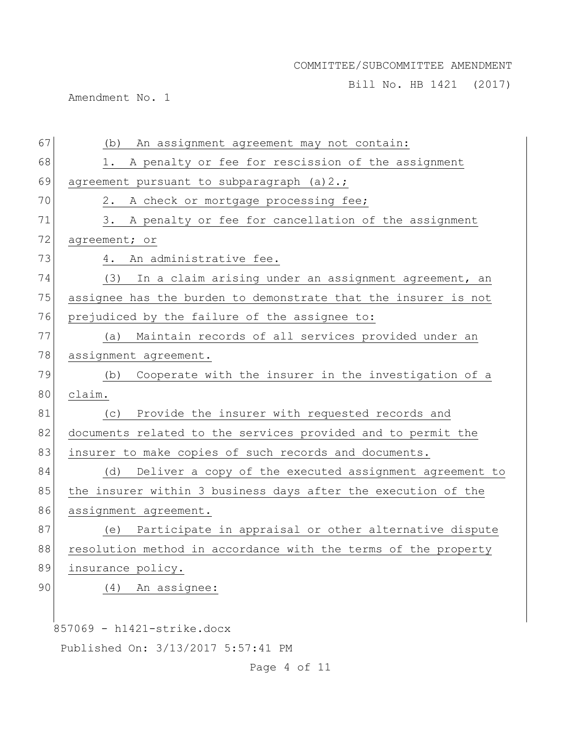(b) An assignment agreement may not contain:

1. A penalty or fee for rescission of the assignment agreement pursuant to subparagraph (a)2.;

2. A check or mortgage processing fee;

3. A penalty or fee for cancellation of the assignment agreement; or

4. An administrative fee.

(3) In a claim arising under an assignment agreement, an assignee has the burden to demonstrate that the insurer is not prejudiced by the failure of the assignee to:

(a) Maintain records of all services provided under an assignment agreement.

(b) Cooperate with the insurer in the investigation of a claim.

(c) Provide the insurer with requested records and documents related to the services provided and to permit the insurer to make copies of such records and documents.

(d) Deliver a copy of the executed assignment agreement to the insurer within 3 business days after the execution of the assignment agreement.

(e) Participate in appraisal or other alternative dispute resolution method in accordance with the terms of the property insurance policy.

(4) An assignee: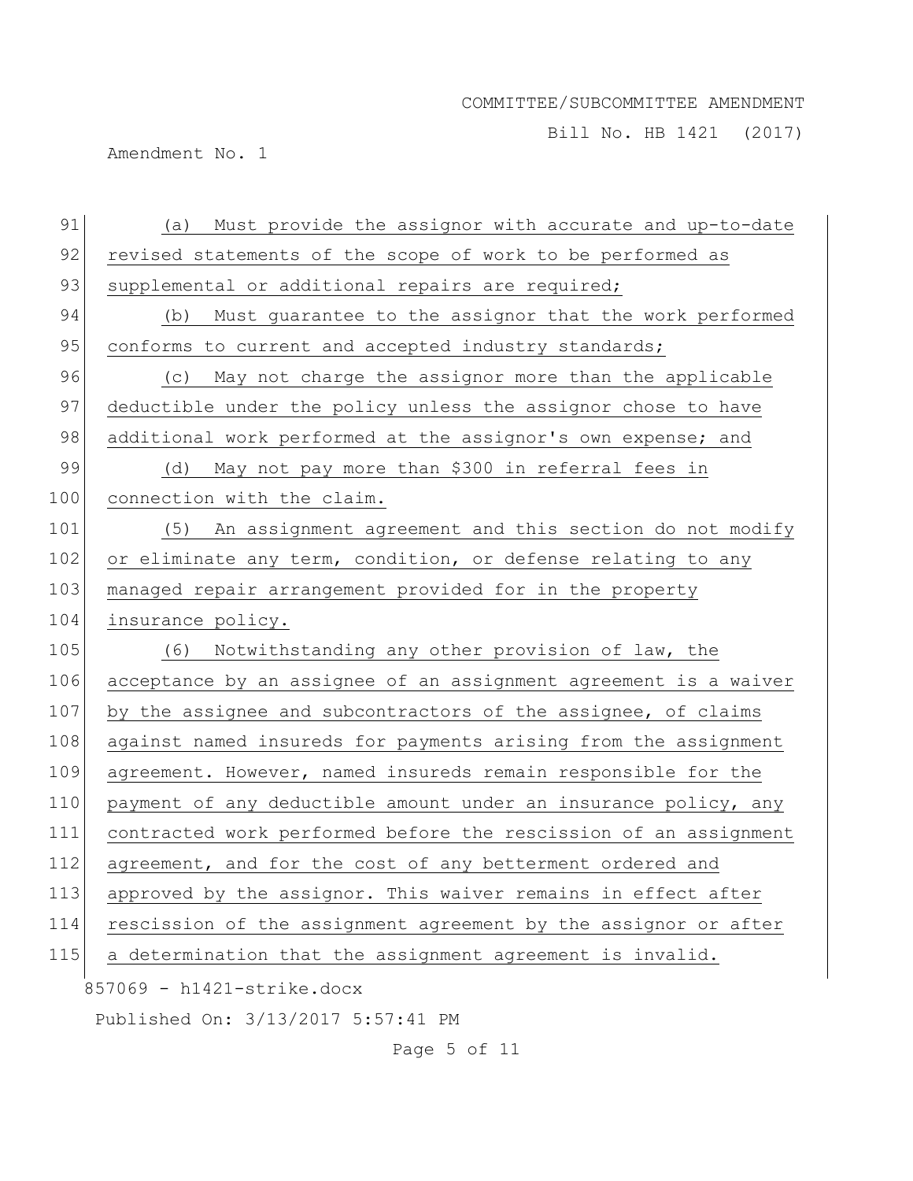(a) Must provide the assignor with accurate and up-to-date revised statements of the scope of work to be performed as supplemental or additional repairs are required;

(b) Must guarantee to the assignor that the work performed conforms to current and accepted industry standards;

(c) May not charge the assignor more than the applicable deductible under the policy unless the assignor chose to have additional work performed at the assignor's own expense; and

(d) May not pay more than $300 in referral fees in connection with the claim.

(5) An assignment agreement and this section do not modify or eliminate any term, condition, or defense relating to any managed repair arrangement provided for in the property insurance policy.

(6) Notwithstanding any other provision of law, the acceptance by an assignee of an assignment agreement is a waiver by the assignee and subcontractors of the assignee, of claims against named insureds for payments arising from the assignment agreement. However, named insureds remain responsible for the payment of any deductible amount under an insurance policy, any contracted work performed before the rescission of an assignment agreement, and for the cost of any betterment ordered and approved by the assignor. This waiver remains in effect after rescission of the assignment agreement by the assignor or after a determination that the assignment agreement is invalid.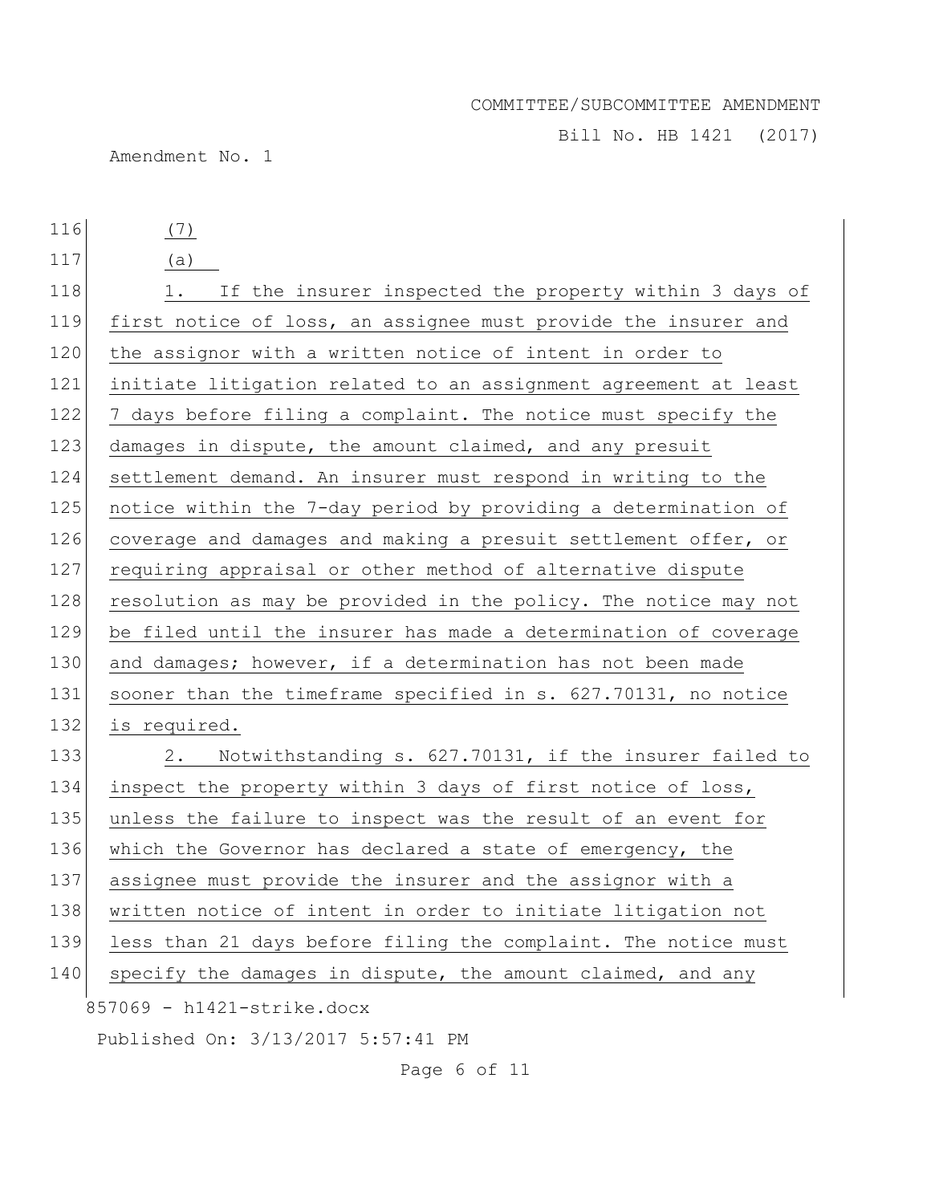(7)

(a)

1. If the insurer inspected the property within 3 days of first notice of loss, an assignee must provide the insurer and the assignor with a written notice of intent in order to initiate litigation related to an assignment agreement at least 7 days before filing a complaint. The notice must specify the damages in dispute, the amount claimed, and any presuit settlement demand. An insurer must respond in writing to the notice within the 7-day period by providing a determination of coverage and damages and making a presuit settlement offer, or requiring appraisal or other method of alternative dispute resolution as may be provided in the policy. The notice may not be filed until the insurer has made a determination of coverage and damages; however, if a determination has not been made sooner than the timeframe specified in s. 627.70131, no notice is required.

2. Notwithstanding s. 627.70131, if the insurer failed to inspect the property within 3 days of first notice of loss, unless the failure to inspect was the result of an event for which the Governor has declared a state of emergency, the assignee must provide the insurer and the assignor with a written notice of intent in order to initiate litigation not less than 21 days before filing the complaint. The notice must specify the damages in dispute, the amount claimed, and any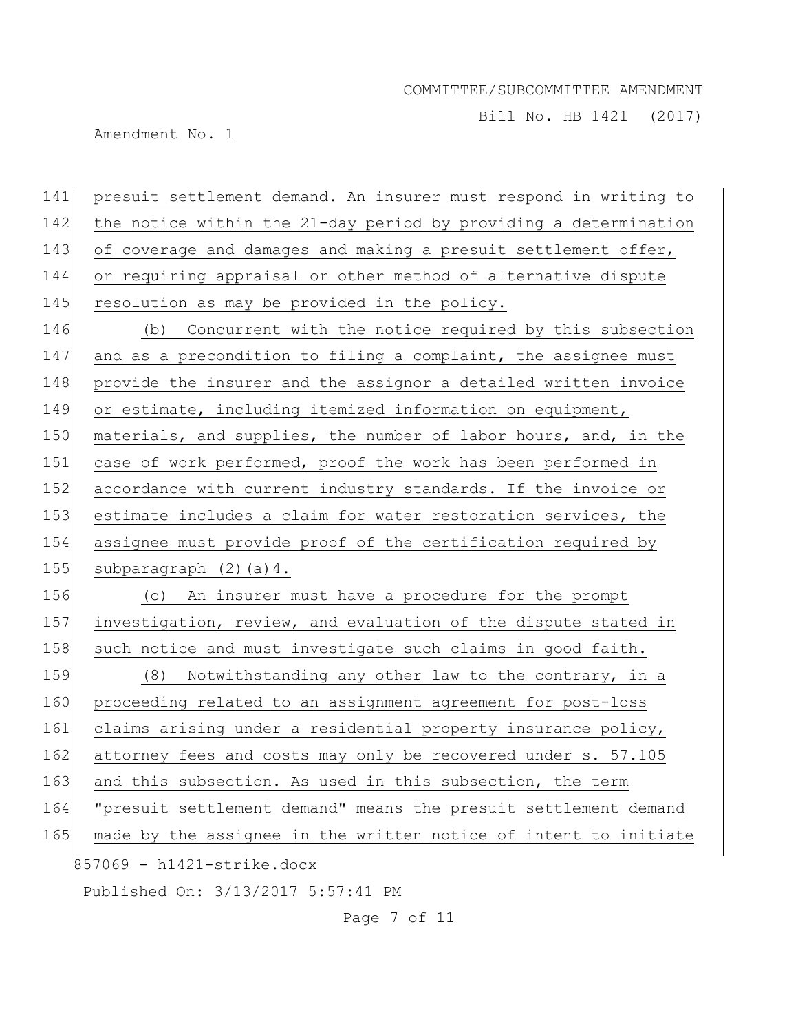presuit settlement demand. An insurer must respond in writing to the notice within the 21-day period by providing a determination of coverage and damages and making a presuit settlement offer, or requiring appraisal or other method of alternative dispute resolution as may be provided in the policy.

(b) Concurrent with the notice required by this subsection and as a precondition to filing a complaint, the assignee must provide the insurer and the assignor a detailed written invoice or estimate, including itemized information on equipment, materials, and supplies, the number of labor hours, and, in the case of work performed, proof the work has been performed in accordance with current industry standards. If the invoice or estimate includes a claim for water restoration services, the assignee must provide proof of the certification required by subparagraph (2)(a)4.

(c) An insurer must have a procedure for the prompt investigation, review, and evaluation of the dispute stated in such notice and must investigate such claims in good faith.

(8) Notwithstanding any other law to the contrary, in a proceeding related to an assignment agreement for post-loss claims arising under a residential property insurance policy, attorney fees and costs may only be recovered under s. 57.105 and this subsection. As used in this subsection, the term "presuit settlement demand" means the presuit settlement demand made by the assignee in the written notice of intent to initiate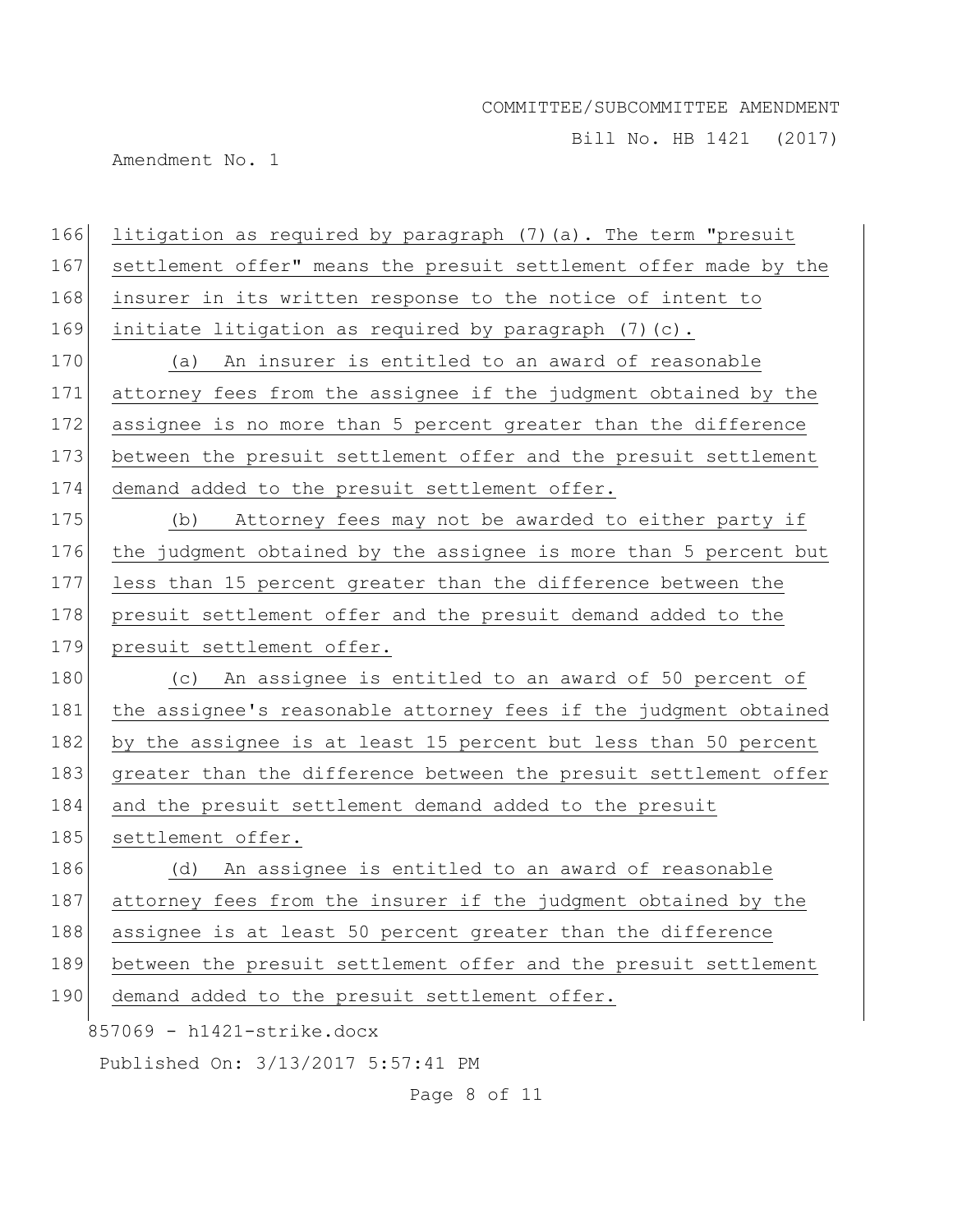litigation as required by paragraph (7)(a). The term "presuit settlement offer" means the presuit settlement offer made by the insurer in its written response to the notice of intent to initiate litigation as required by paragraph (7)(c).

(a) An insurer is entitled to an award of reasonable attorney fees from the assignee if the judgment obtained by the assignee is no more than 5 percent greater than the difference between the presuit settlement offer and the presuit settlement demand added to the presuit settlement offer.

(b) Attorney fees may not be awarded to either party if the judgment obtained by the assignee is more than 5 percent but less than 15 percent greater than the difference between the presuit settlement offer and the presuit demand added to the presuit settlement offer.

(c) An assignee is entitled to an award of 50 percent of the assignee's reasonable attorney fees if the judgment obtained by the assignee is at least 15 percent but less than 50 percent greater than the difference between the presuit settlement offer and the presuit settlement demand added to the presuit settlement offer.

(d) An assignee is entitled to an award of reasonable attorney fees from the insurer if the judgment obtained by the assignee is at least 50 percent greater than the difference between the presuit settlement offer and the presuit settlement demand added to the presuit settlement offer.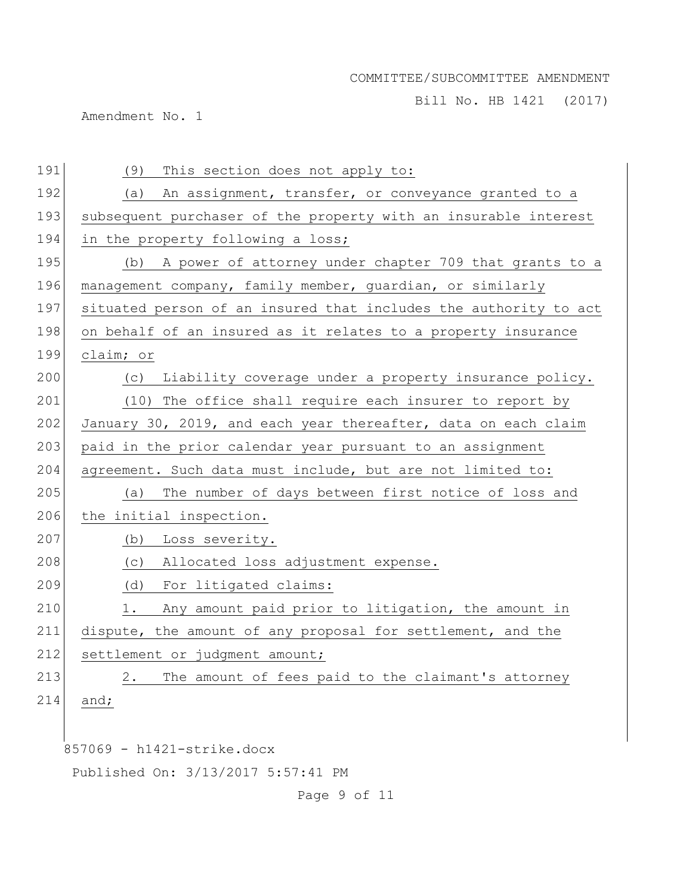(9) This section does not apply to:

(a) An assignment, transfer, or conveyance granted to a subsequent purchaser of the property with an insurable interest in the property following a loss;

(b) A power of attorney under chapter 709 that grants to a management company, family member, guardian, or similarly situated person of an insured that includes the authority to act on behalf of an insured as it relates to a property insurance claim; or

(c) Liability coverage under a property insurance policy.

(10) The office shall require each insurer to report by January 30, 2019, and each year thereafter, data on each claim paid in the prior calendar year pursuant to an assignment agreement. Such data must include, but are not limited to:

(a) The number of days between first notice of loss and the initial inspection.

(b) Loss severity.

(c) Allocated loss adjustment expense.

(d) For litigated claims:

1. Any amount paid prior to litigation, the amount in dispute, the amount of any proposal for settlement, and the settlement or judgment amount;

2. The amount of fees paid to the claimant's attorney and;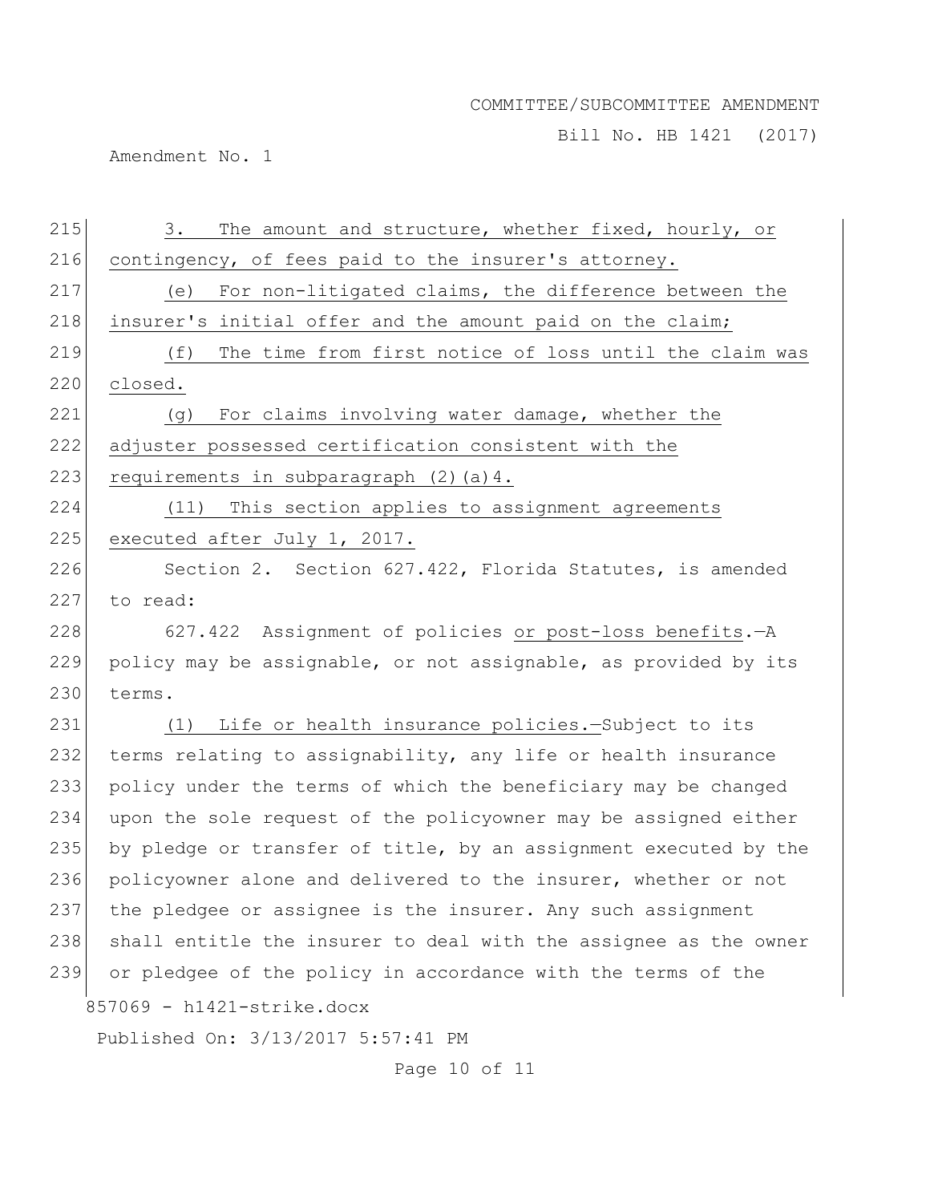3. The amount and structure, whether fixed, hourly, or contingency, of fees paid to the insurer's attorney.

(e) For non-litigated claims, the difference between the insurer's initial offer and the amount paid on the claim;

(f) The time from first notice of loss until the claim was closed.

(g) For claims involving water damage, whether the adjuster possessed certification consistent with the requirements in subparagraph (2)(a)4.

(11) This section applies to assignment agreements executed after July 1, 2017.

Section 2. Section 627.422, Florida Statutes, is amended to read:

627.422 Assignment of policies or post-loss benefits.—A policy may be assignable, or not assignable, as provided by its terms.

(1) Life or health insurance policies.—Subject to its terms relating to assignability, any life or health insurance policy under the terms of which the beneficiary may be changed upon the sole request of the policyowner may be assigned either by pledge or transfer of title, by an assignment executed by the policyowner alone and delivered to the insurer, whether or not the pledgee or assignee is the insurer. Any such assignment shall entitle the insurer to deal with the assignee as the owner or pledgee of the policy in accordance with the terms of the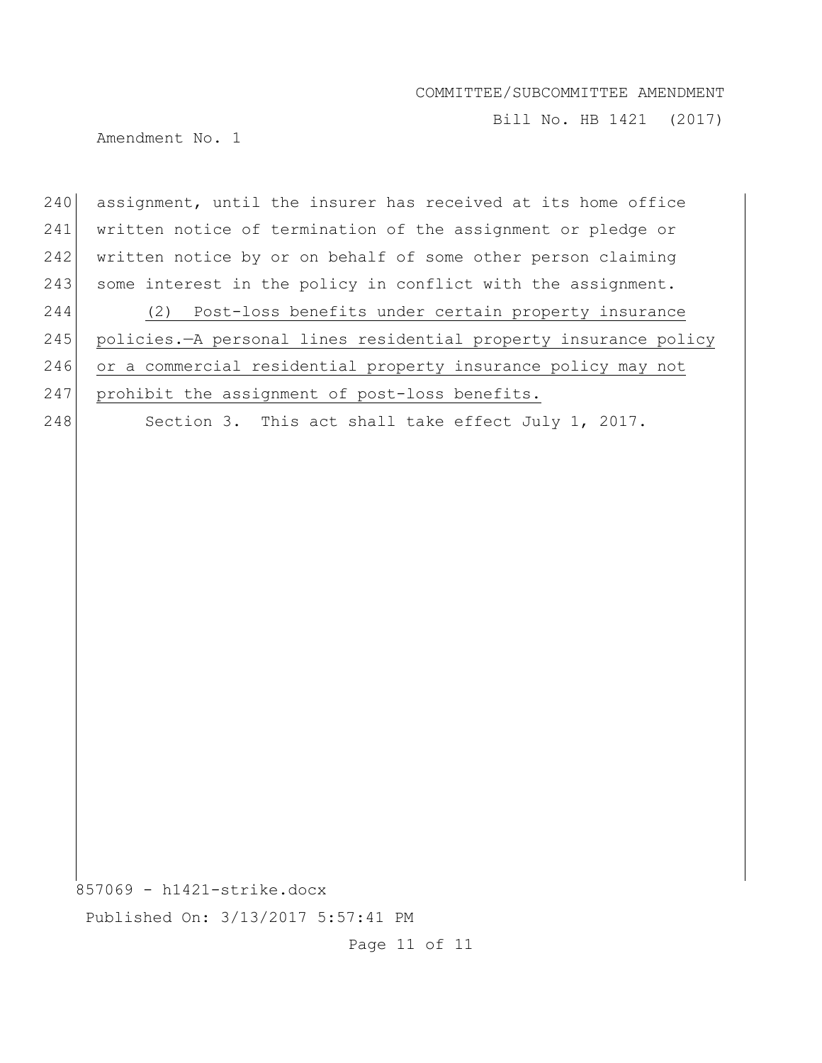240 assignment, until the insurer has received at its home office
241 written notice of termination of the assignment or pledge or
242 written notice by or on behalf of some other person claiming
243 some interest in the policy in conflict with the assignment.
244 (2) Post-loss benefits under certain property insurance
245 policies.—A personal lines residential property insurance policy
246 or a commercial residential property insurance policy may not
247 prohibit the assignment of post-loss benefits.
248 Section 3. This act shall take effect July 1, 2017.